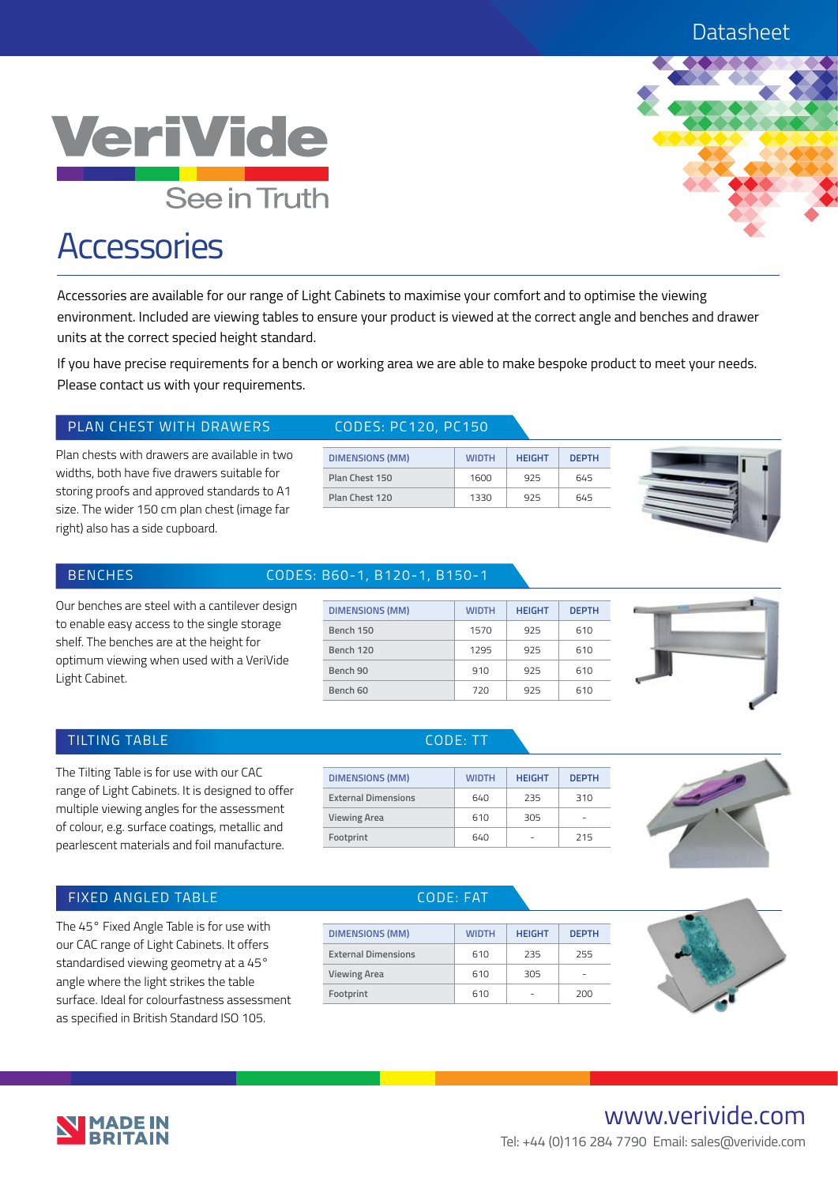Datasheet

# VeriVide

See in Truth

# Accessories

Accessories are available for our range of Light Cabinets to maximise your comfort and to optimise the viewing environment. Included are viewing tables to ensure your product is viewed at the correct angle and benches and drawer units at the correct specied height standard.

If you have precise requirements for a bench or working area we are able to make bespoke product to meet your needs. Please contact us with your requirements.

## PLAN CHEST WITH DRAWERS — CODES: PC120, PC150

Plan chests with drawers are available in two widths, both have five drawers suitable for storing proofs and approved standards to A1 size. The wider 150 cm plan chest (image far right) also has a side cupboard.

| DIMENSIONS (MM) | WIDTH | HEIGHT | DEPTH |
|---|---|---|---|
| Plan Chest 150 | 1600 | 925 | 645 |
| Plan Chest 120 | 1330 | 925 | 645 |

## BENCHES — CODES: B60-1, B120-1, B150-1

Our benches are steel with a cantilever design to enable easy access to the single storage shelf. The benches are at the height for optimum viewing when used with a VeriVide Light Cabinet.

| DIMENSIONS (MM) | WIDTH | HEIGHT | DEPTH |
|---|---|---|---|
| Bench 150 | 1570 | 925 | 610 |
| Bench 120 | 1295 | 925 | 610 |
| Bench 90 | 910 | 925 | 610 |
| Bench 60 | 720 | 925 | 610 |

## TILTING TABLE — CODE: TT

The Tilting Table is for use with our CAC range of Light Cabinets. It is designed to offer multiple viewing angles for the assessment of colour, e.g. surface coatings, metallic and pearlescent materials and foil manufacture.

| DIMENSIONS (MM) | WIDTH | HEIGHT | DEPTH |
|---|---|---|---|
| External Dimensions | 640 | 235 | 310 |
| Viewing Area | 610 | 305 | - |
| Footprint | 640 | - | 215 |

## FIXED ANGLED TABLE — CODE: FAT

The 45° Fixed Angle Table is for use with our CAC range of Light Cabinets. It offers standardised viewing geometry at a 45° angle where the light strikes the table surface. Ideal for colourfastness assessment as specified in British Standard ISO 105.

| DIMENSIONS (MM) | WIDTH | HEIGHT | DEPTH |
|---|---|---|---|
| External Dimensions | 610 | 235 | 255 |
| Viewing Area | 610 | 305 | - |
| Footprint | 610 | - | 200 |

MADE IN BRITAIN

www.verivide.com

Tel: +44 (0)116 284 7790 Email: sales@verivide.com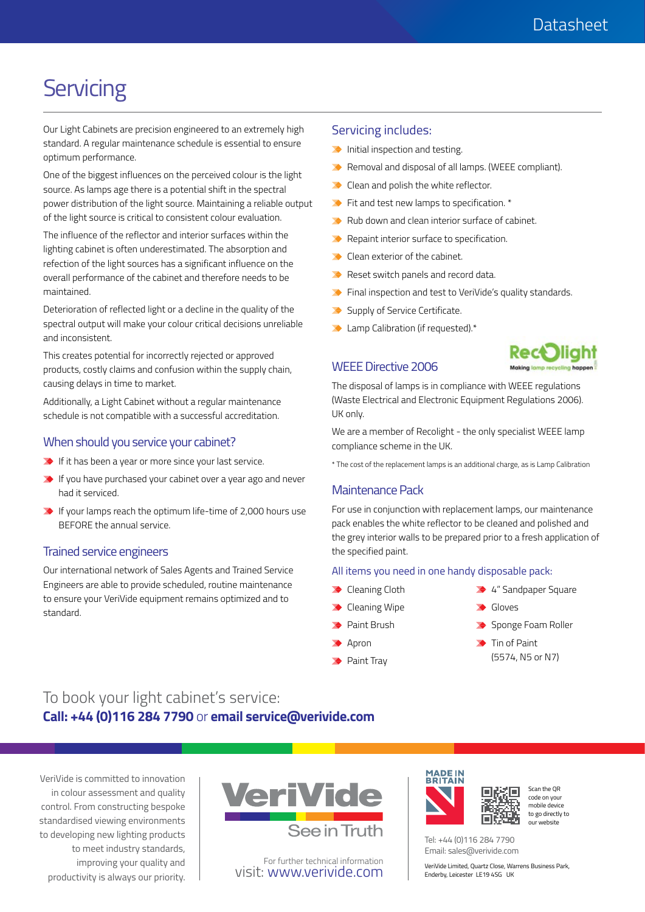# Servicing

Our Light Cabinets are precision engineered to an extremely high standard. A regular maintenance schedule is essential to ensure optimum performance.

One of the biggest influences on the perceived colour is the light source. As lamps age there is a potential shift in the spectral power distribution of the light source. Maintaining a reliable output of the light source is critical to consistent colour evaluation.

The influence of the reflector and interior surfaces within the lighting cabinet is often underestimated. The absorption and refection of the light sources has a significant influence on the overall performance of the cabinet and therefore needs to be maintained.

Deterioration of reflected light or a decline in the quality of the spectral output will make your colour critical decisions unreliable and inconsistent.

This creates potential for incorrectly rejected or approved products, costly claims and confusion within the supply chain, causing delays in time to market.

Additionally, a Light Cabinet without a regular maintenance schedule is not compatible with a successful accreditation.

## When should you service your cabinet?

- If it has been a year or more since your last service.
- If you have purchased your cabinet over a year ago and never had it serviced.
- If your lamps reach the optimum life-time of 2,000 hours use BEFORE the annual service.

## Trained service engineers

Our international network of Sales Agents and Trained Service Engineers are able to provide scheduled, routine maintenance to ensure your VeriVide equipment remains optimized and to standard.

## Servicing includes:

- Initial inspection and testing.
- Removal and disposal of all lamps. (WEEE compliant).
- Clean and polish the white reflector.
- Fit and test new lamps to specification. *
- Rub down and clean interior surface of cabinet.
- Repaint interior surface to specification.
- Clean exterior of the cabinet.
- Reset switch panels and record data.
- Final inspection and test to VeriVide's quality standards.
- Supply of Service Certificate.
- Lamp Calibration (if requested).*

## WEEE Directive 2006

Recolight – Making lamp recycling happen

The disposal of lamps is in compliance with WEEE regulations (Waste Electrical and Electronic Equipment Regulations 2006). UK only.

We are a member of Recolight - the only specialist WEEE lamp compliance scheme in the UK.

* The cost of the replacement lamps is an additional charge, as is Lamp Calibration

## Maintenance Pack

For use in conjunction with replacement lamps, our maintenance pack enables the white reflector to be cleaned and polished and the grey interior walls to be prepared prior to a fresh application of the specified paint.

### All items you need in one handy disposable pack:

- Cleaning Cloth
- Cleaning Wipe
- Paint Brush
- Apron
- Paint Tray
- 4" Sandpaper Square
- Gloves
- Sponge Foam Roller
- Tin of Paint (5574, N5 or N7)

## To book your light cabinet's service:

**Call: +44 (0)116 284 7790** or **email service@verivide.com**

VeriVide is committed to innovation in colour assessment and quality control. From constructing bespoke standardised viewing environments to developing new lighting products to meet industry standards, improving your quality and productivity is always our priority.

VeriVide – See in Truth

For further technical information visit: www.verivide.com

MADE IN BRITAIN

Scan the QR code on your mobile device to go directly to our website

Tel: +44 (0)116 284 7790
Email: sales@verivide.com

VeriVide Limited, Quartz Close, Warrens Business Park, Enderby, Leicester LE19 4SG UK